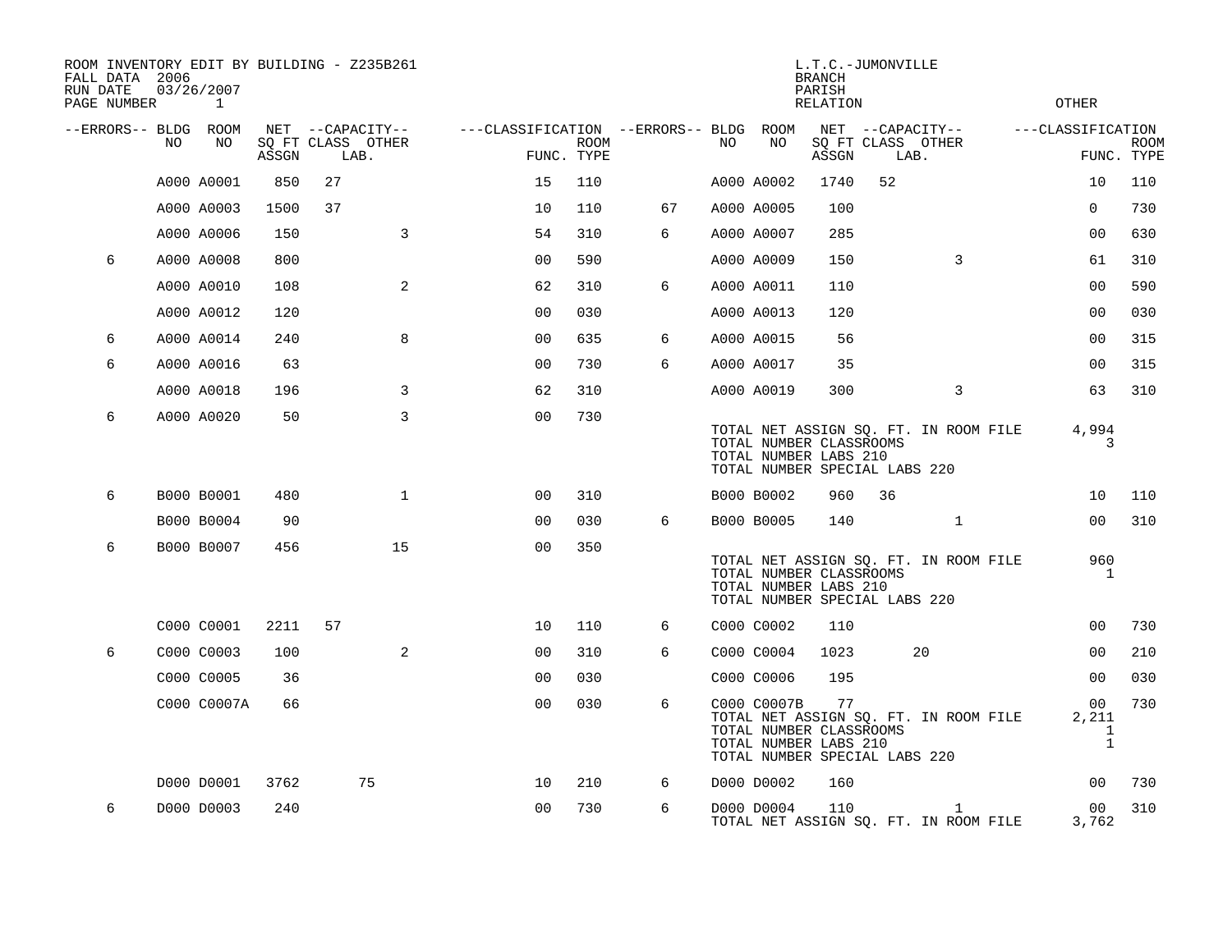ROOM INVENTORY EDIT BY BUILDING - Z235B261
FALL DATA 2006
RUN DATE 03/26/2007
PAGE NUMBER 1

L.T.C.-JUMONVILLE
BRANCH
PARISH
RELATION
OTHER

| --ERRORS-- | BLDG NO | ROOM NO | NET SQ FT ASSGN | CAPACITY CLASS | CAPACITY LAB. | CAPACITY OTHER | CLASSIFICATION FUNC. | ROOM TYPE | --ERRORS-- | BLDG NO | ROOM NO | NET SQ FT ASSGN | CAPACITY CLASS | CAPACITY LAB. | CAPACITY OTHER | CLASSIFICATION FUNC. | ROOM TYPE |
|---|---|---|---|---|---|---|---|---|---|---|---|---|---|---|---|---|---|
| | A000 | A0001 | 850 | 27 | | | 15 | 110 | | A000 | A0002 | 1740 | 52 | | | 10 | 110 |
| | A000 | A0003 | 1500 | 37 | | | 10 | 110 | 67 | A000 | A0005 | 100 | | | | 0 | 730 |
| | A000 | A0006 | 150 | | | 3 | 54 | 310 | 6 | A000 | A0007 | 285 | | | | 00 | 630 |
| 6 | A000 | A0008 | 800 | | | | 00 | 590 | | A000 | A0009 | 150 | | | 3 | 61 | 310 |
| | A000 | A0010 | 108 | | | 2 | 62 | 310 | 6 | A000 | A0011 | 110 | | | | 00 | 590 |
| | A000 | A0012 | 120 | | | | 00 | 030 | | A000 | A0013 | 120 | | | | 00 | 030 |
| 6 | A000 | A0014 | 240 | | | 8 | 00 | 635 | 6 | A000 | A0015 | 56 | | | | 00 | 315 |
| 6 | A000 | A0016 | 63 | | | | 00 | 730 | 6 | A000 | A0017 | 35 | | | | 00 | 315 |
| | A000 | A0018 | 196 | | | 3 | 62 | 310 | | A000 | A0019 | 300 | | | 3 | 63 | 310 |
| 6 | A000 | A0020 | 50 | | | 3 | 00 | 730 | | | | | | | | | |

TOTAL NET ASSIGN SQ. FT. IN ROOM FILE 4,994
TOTAL NUMBER CLASSROOMS 3
TOTAL NUMBER LABS 210
TOTAL NUMBER SPECIAL LABS 220

| --ERRORS-- | BLDG NO | ROOM NO | NET SQ FT ASSGN | CAPACITY CLASS | CAPACITY LAB. | CAPACITY OTHER | CLASSIFICATION FUNC. | ROOM TYPE | --ERRORS-- | BLDG NO | ROOM NO | NET SQ FT ASSGN | CAPACITY CLASS | CAPACITY LAB. | CAPACITY OTHER | CLASSIFICATION FUNC. | ROOM TYPE |
|---|---|---|---|---|---|---|---|---|---|---|---|---|---|---|---|---|---|
| 6 | B000 | B0001 | 480 | | | 1 | 00 | 310 | | B000 | B0002 | 960 | 36 | | | 10 | 110 |
| | B000 | B0004 | 90 | | | | 00 | 030 | 6 | B000 | B0005 | 140 | | | 1 | 00 | 310 |
| 6 | B000 | B0007 | 456 | | | 15 | 00 | 350 | | | | | | | | | |

TOTAL NET ASSIGN SQ. FT. IN ROOM FILE 960
TOTAL NUMBER CLASSROOMS 1
TOTAL NUMBER LABS 210
TOTAL NUMBER SPECIAL LABS 220

| --ERRORS-- | BLDG NO | ROOM NO | NET SQ FT ASSGN | CAPACITY CLASS | CAPACITY LAB. | CAPACITY OTHER | CLASSIFICATION FUNC. | ROOM TYPE | --ERRORS-- | BLDG NO | ROOM NO | NET SQ FT ASSGN | CAPACITY CLASS | CAPACITY LAB. | CAPACITY OTHER | CLASSIFICATION FUNC. | ROOM TYPE |
|---|---|---|---|---|---|---|---|---|---|---|---|---|---|---|---|---|---|
| | C000 | C0001 | 2211 | 57 | | | 10 | 110 | 6 | C000 | C0002 | 110 | | | | 00 | 730 |
| 6 | C000 | C0003 | 100 | | | 2 | 00 | 310 | 6 | C000 | C0004 | 1023 | | 20 | | 00 | 210 |
| | C000 | C0005 | 36 | | | | 00 | 030 | | C000 | C0006 | 195 | | | | 00 | 030 |
| | C000 | C0007A | 66 | | | | 00 | 030 | 6 | C000 | C0007B | 77 | | | | 00 | 730 |

TOTAL NET ASSIGN SQ. FT. IN ROOM FILE 2,211
TOTAL NUMBER CLASSROOMS 1
TOTAL NUMBER LABS 210 1
TOTAL NUMBER SPECIAL LABS 220

| --ERRORS-- | BLDG NO | ROOM NO | NET SQ FT ASSGN | CAPACITY CLASS | CAPACITY LAB. | CAPACITY OTHER | CLASSIFICATION FUNC. | ROOM TYPE | --ERRORS-- | BLDG NO | ROOM NO | NET SQ FT ASSGN | CAPACITY CLASS | CAPACITY LAB. | CAPACITY OTHER | CLASSIFICATION FUNC. | ROOM TYPE |
|---|---|---|---|---|---|---|---|---|---|---|---|---|---|---|---|---|---|
| | D000 | D0001 | 3762 | | 75 | | 10 | 210 | 6 | D000 | D0002 | 160 | | | | 00 | 730 |
| 6 | D000 | D0003 | 240 | | | | 00 | 730 | 6 | D000 | D0004 | 110 | | | 1 | 00 | 310 |

TOTAL NET ASSIGN SQ. FT. IN ROOM FILE 3,762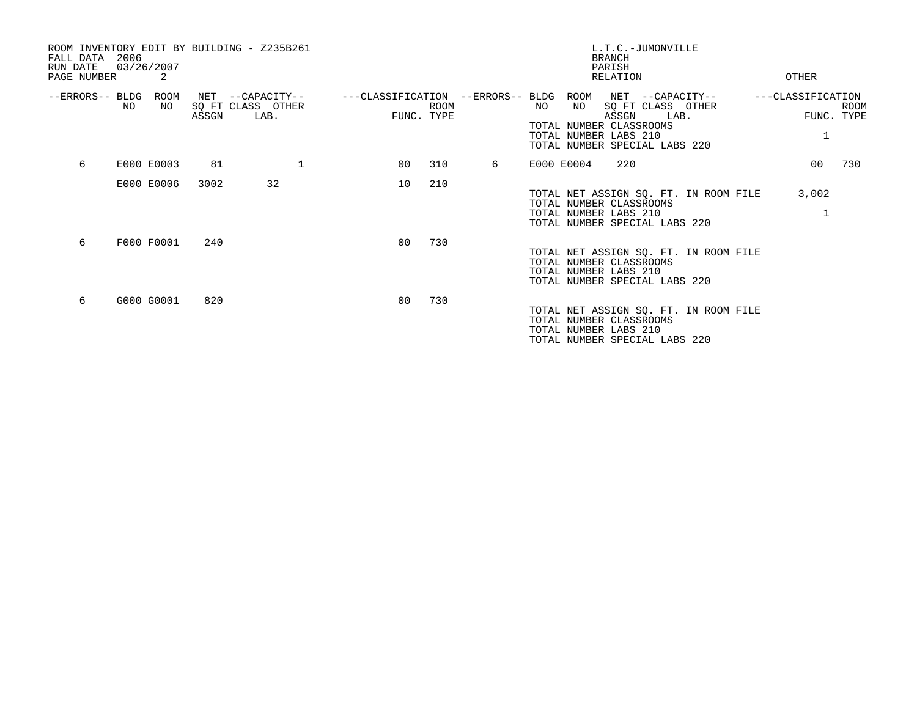ROOM INVENTORY EDIT BY BUILDING - Z235B261
FALL DATA 2006
RUN DATE 03/26/2007
PAGE NUMBER 2

L.T.C.-JUMONVILLE
BRANCH
PARISH
RELATION
OTHER

| --ERRORS-- | BLDG NO | ROOM NO | NET SQ FT ASSGN | --CAPACITY-- CLASS | OTHER LAB. | ---CLASSIFICATION FUNC. | ROOM TYPE | --ERRORS-- | BLDG NO | ROOM NO | NET SQ FT ASSGN | --CAPACITY-- CLASS | OTHER LAB. | ---CLASSIFICATION FUNC. | ROOM TYPE |
|---|---|---|---|---|---|---|---|---|---|---|---|---|---|---|---|
| | | | | | | | | | TOTAL NUMBER CLASSROOMS | | | | | | |
| | | | | | | | | | TOTAL NUMBER LABS 210 | | | | | 1 | |
| | | | | | | | | | TOTAL NUMBER SPECIAL LABS 220 | | | | | | |
| 6 | E000 | E0003 | 81 | | 1 | 00 | 310 | 6 | E000 | E0004 | 220 | | | 00 | 730 |
| | E000 | E0006 | 3002 | 32 | | 10 | 210 | | | | | | | | |
| | | | | | | | | | TOTAL NET ASSIGN SQ. FT. IN ROOM FILE | | | | | 3,002 | |
| | | | | | | | | | TOTAL NUMBER CLASSROOMS | | | | | | |
| | | | | | | | | | TOTAL NUMBER LABS 210 | | | | | 1 | |
| | | | | | | | | | TOTAL NUMBER SPECIAL LABS 220 | | | | | | |
| 6 | F000 | F0001 | 240 | | | 00 | 730 | | | | | | | | |
| | | | | | | | | | TOTAL NET ASSIGN SQ. FT. IN ROOM FILE | | | | | | |
| | | | | | | | | | TOTAL NUMBER CLASSROOMS | | | | | | |
| | | | | | | | | | TOTAL NUMBER LABS 210 | | | | | | |
| | | | | | | | | | TOTAL NUMBER SPECIAL LABS 220 | | | | | | |
| 6 | G000 | G0001 | 820 | | | 00 | 730 | | | | | | | | |
| | | | | | | | | | TOTAL NET ASSIGN SQ. FT. IN ROOM FILE | | | | | | |
| | | | | | | | | | TOTAL NUMBER CLASSROOMS | | | | | | |
| | | | | | | | | | TOTAL NUMBER LABS 210 | | | | | | |
| | | | | | | | | | TOTAL NUMBER SPECIAL LABS 220 | | | | | | |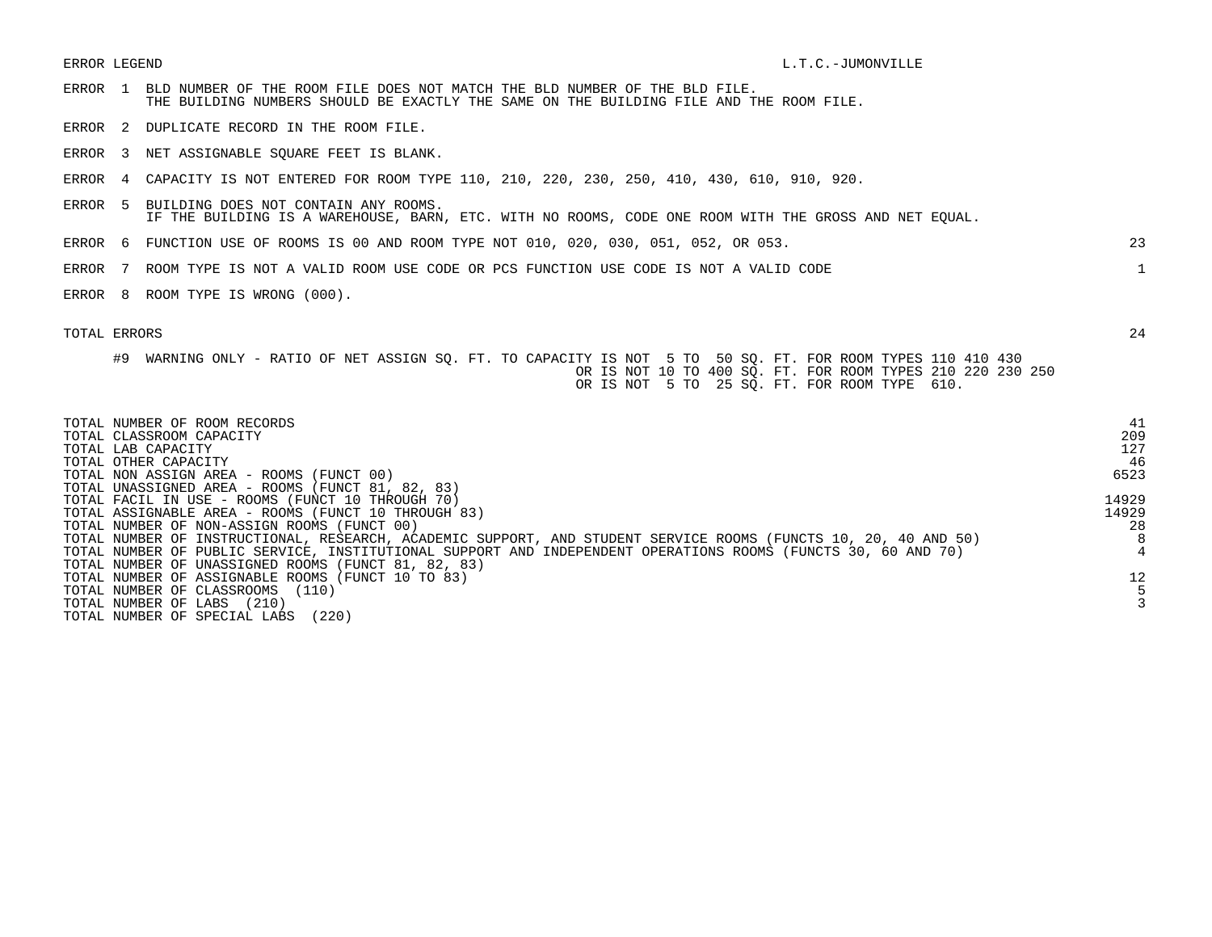ERROR LEGEND　　　　　　　　　　　　　　　　　　　　　　　　L.T.C.-JUMONVILLE

| | | |
|---|---|---|
| ERROR 1 | BLD NUMBER OF THE ROOM FILE DOES NOT MATCH THE BLD NUMBER OF THE BLD FILE. THE BUILDING NUMBERS SHOULD BE EXACTLY THE SAME ON THE BUILDING FILE AND THE ROOM FILE. | |
| ERROR 2 | DUPLICATE RECORD IN THE ROOM FILE. | |
| ERROR 3 | NET ASSIGNABLE SQUARE FEET IS BLANK. | |
| ERROR 4 | CAPACITY IS NOT ENTERED FOR ROOM TYPE 110, 210, 220, 230, 250, 410, 430, 610, 910, 920. | |
| ERROR 5 | BUILDING DOES NOT CONTAIN ANY ROOMS. IF THE BUILDING IS A WAREHOUSE, BARN, ETC. WITH NO ROOMS, CODE ONE ROOM WITH THE GROSS AND NET EQUAL. | |
| ERROR 6 | FUNCTION USE OF ROOMS IS 00 AND ROOM TYPE NOT 010, 020, 030, 051, 052, OR 053. | 23 |
| ERROR 7 | ROOM TYPE IS NOT A VALID ROOM USE CODE OR PCS FUNCTION USE CODE IS NOT A VALID CODE | 1 |
| ERROR 8 | ROOM TYPE IS WRONG (000). | |
| TOTAL ERRORS | | 24 |

#9 WARNING ONLY - RATIO OF NET ASSIGN SQ. FT. TO CAPACITY IS NOT 5 TO 50 SQ. FT. FOR ROOM TYPES 110 410 430
OR IS NOT 10 TO 400 SQ. FT. FOR ROOM TYPES 210 220 230 250
OR IS NOT 5 TO 25 SQ. FT. FOR ROOM TYPE 610.

| | |
|---|---|
| TOTAL NUMBER OF ROOM RECORDS | 41 |
| TOTAL CLASSROOM CAPACITY | 209 |
| TOTAL LAB CAPACITY | 127 |
| TOTAL OTHER CAPACITY | 46 |
| TOTAL NON ASSIGN AREA - ROOMS (FUNCT 00) | 6523 |
| TOTAL UNASSIGNED AREA - ROOMS (FUNCT 81, 82, 83) | |
| TOTAL FACIL IN USE - ROOMS (FUNCT 10 THROUGH 70) | 14929 |
| TOTAL ASSIGNABLE AREA - ROOMS (FUNCT 10 THROUGH 83) | 14929 |
| TOTAL NUMBER OF NON-ASSIGN ROOMS (FUNCT 00) | 28 |
| TOTAL NUMBER OF INSTRUCTIONAL, RESEARCH, ACADEMIC SUPPORT, AND STUDENT SERVICE ROOMS (FUNCTS 10, 20, 40 AND 50) | 8 |
| TOTAL NUMBER OF PUBLIC SERVICE, INSTITUTIONAL SUPPORT AND INDEPENDENT OPERATIONS ROOMS (FUNCTS 30, 60 AND 70) | 4 |
| TOTAL NUMBER OF UNASSIGNED ROOMS (FUNCT 81, 82, 83) | |
| TOTAL NUMBER OF ASSIGNABLE ROOMS (FUNCT 10 TO 83) | 12 |
| TOTAL NUMBER OF CLASSROOMS (110) | 5 |
| TOTAL NUMBER OF LABS (210) | 3 |
| TOTAL NUMBER OF SPECIAL LABS (220) | |